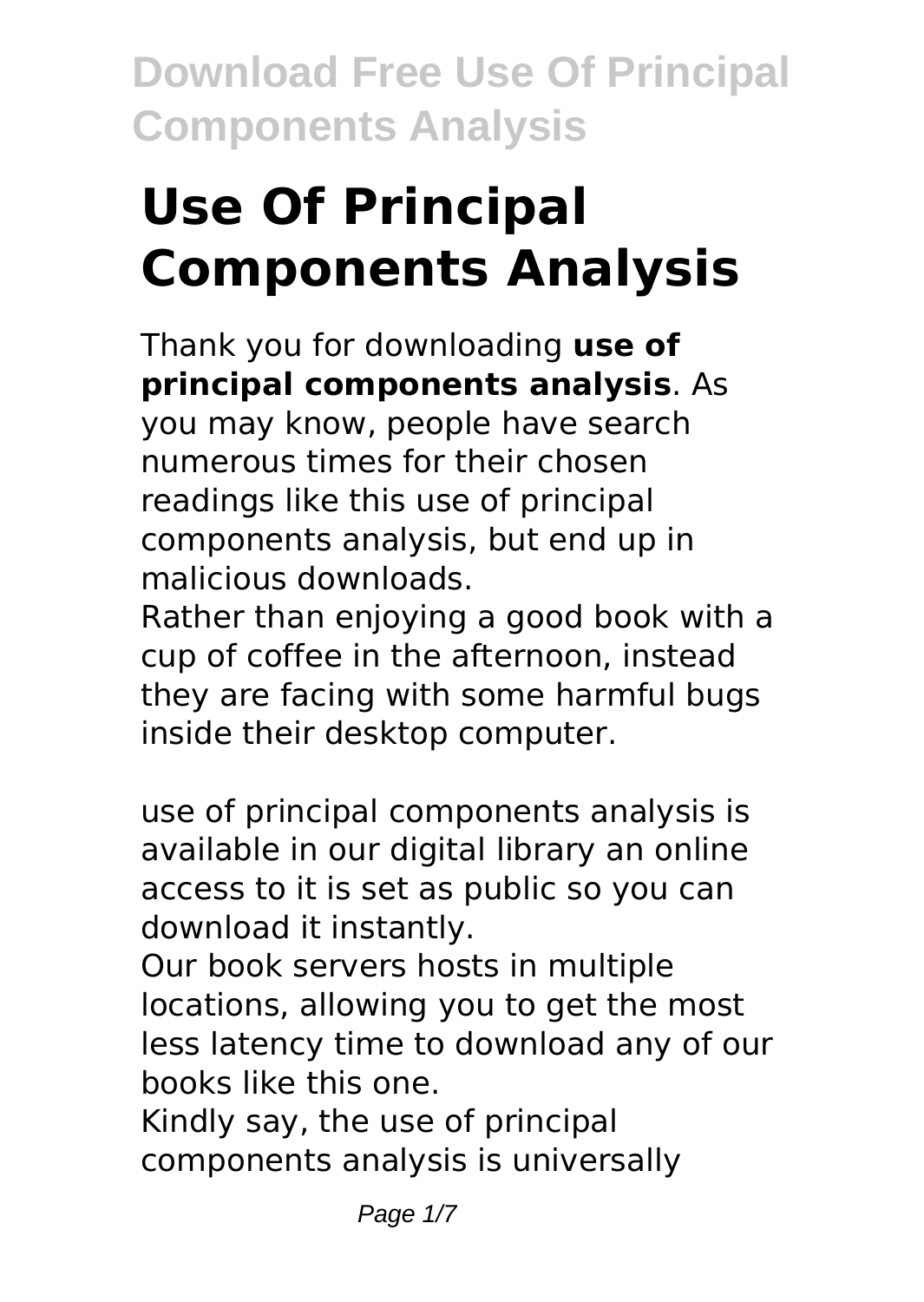# Use Of Principal Components Analysis

Thank you for downloading **use of principal components analysis**. As you may know, people have search numerous times for their chosen readings like this use of principal components analysis, but end up in malicious downloads.

Rather than enjoying a good book with a cup of coffee in the afternoon, instead they are facing with some harmful bugs inside their desktop computer.

use of principal components analysis is available in our digital library an online access to it is set as public so you can download it instantly.

Our book servers hosts in multiple locations, allowing you to get the most less latency time to download any of our books like this one.

Kindly say, the use of principal components analysis is universally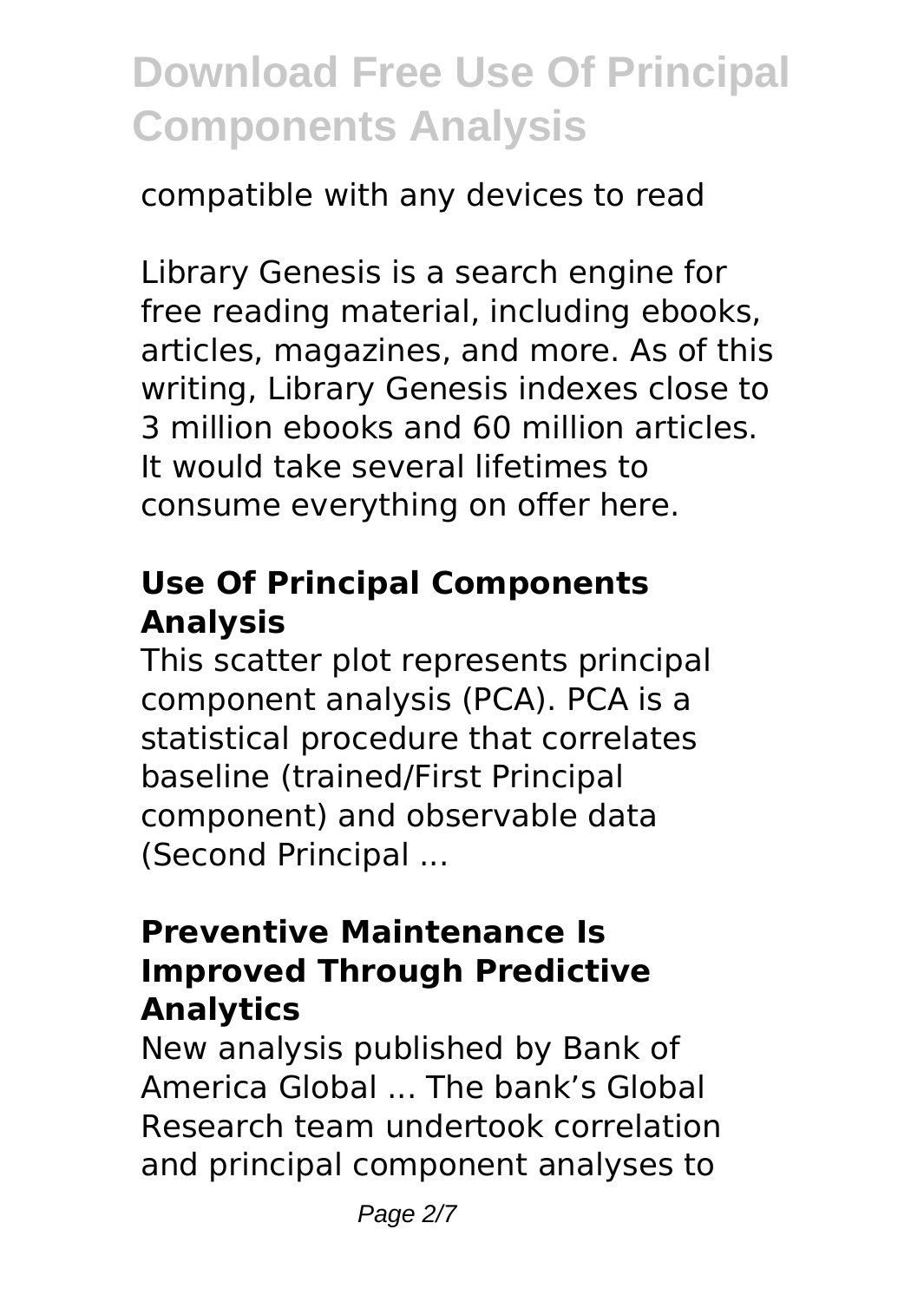compatible with any devices to read

Library Genesis is a search engine for free reading material, including ebooks, articles, magazines, and more. As of this writing, Library Genesis indexes close to 3 million ebooks and 60 million articles. It would take several lifetimes to consume everything on offer here.

### Use Of Principal Components Analysis

This scatter plot represents principal component analysis (PCA). PCA is a statistical procedure that correlates baseline (trained/First Principal component) and observable data (Second Principal ...

### Preventive Maintenance Is Improved Through Predictive Analytics

New analysis published by Bank of America Global ... The bank's Global Research team undertook correlation and principal component analyses to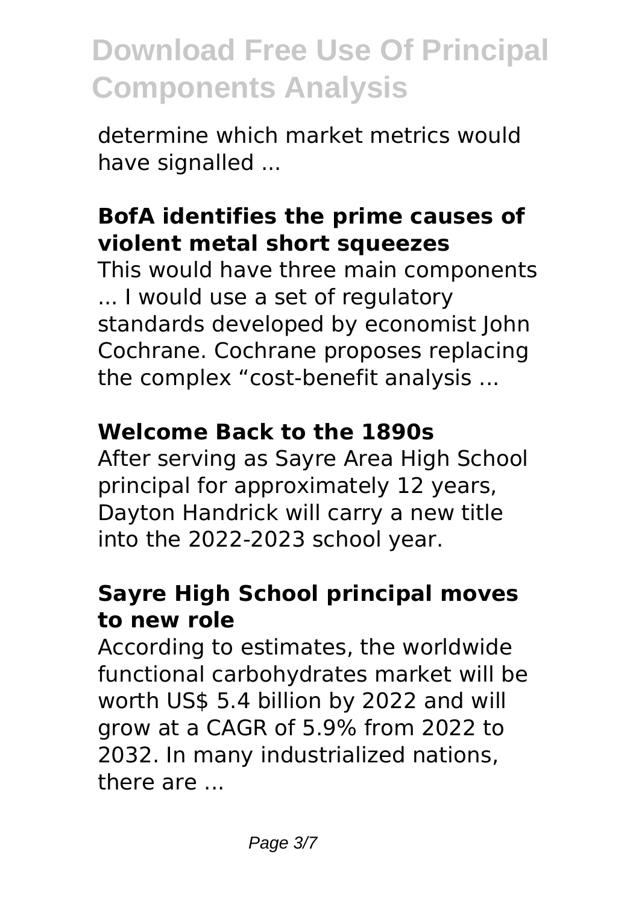determine which market metrics would have signalled ...

### BofA identifies the prime causes of violent metal short squeezes

This would have three main components ... I would use a set of regulatory standards developed by economist John Cochrane. Cochrane proposes replacing the complex “cost-benefit analysis ...

### Welcome Back to the 1890s

After serving as Sayre Area High School principal for approximately 12 years, Dayton Handrick will carry a new title into the 2022-2023 school year.

### Sayre High School principal moves to new role

According to estimates, the worldwide functional carbohydrates market will be worth US$ 5.4 billion by 2022 and will grow at a CAGR of 5.9% from 2022 to 2032. In many industrialized nations, there are ...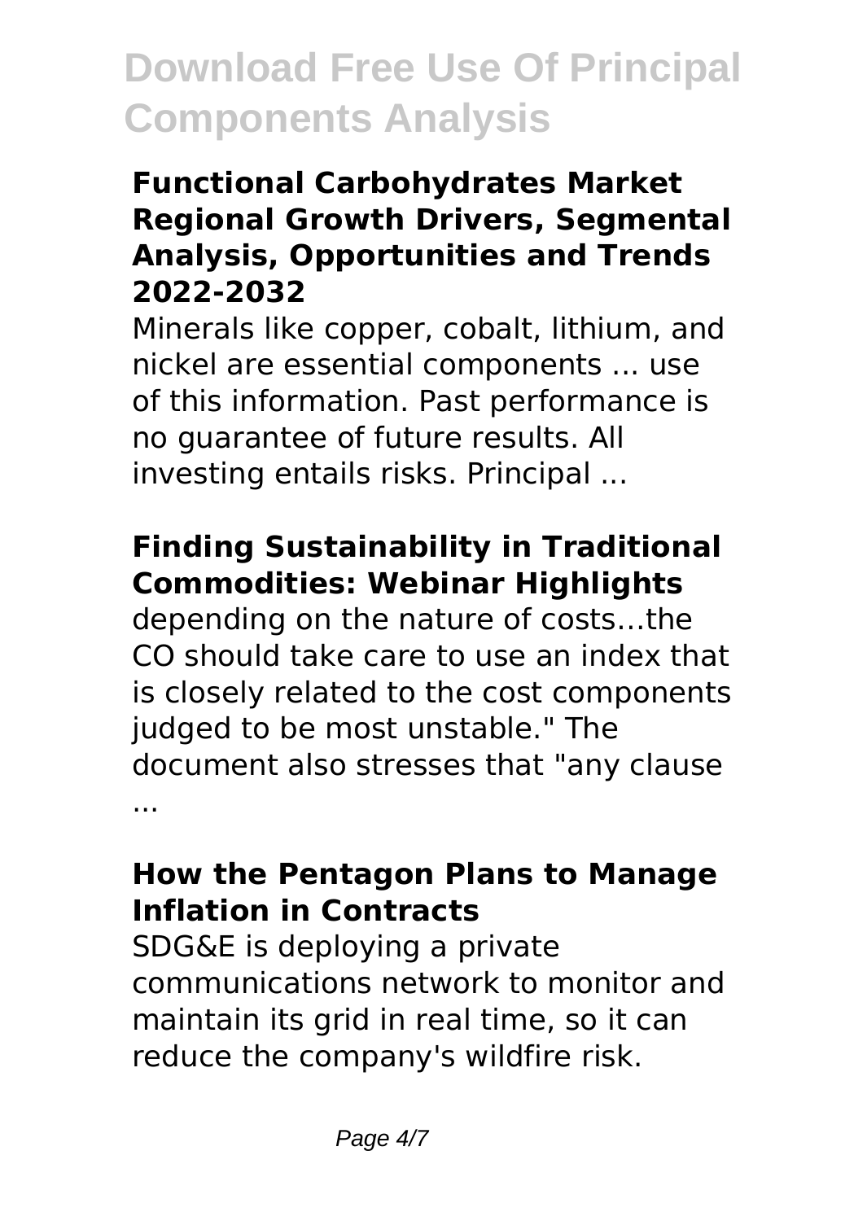### Functional Carbohydrates Market Regional Growth Drivers, Segmental Analysis, Opportunities and Trends 2022-2032

Minerals like copper, cobalt, lithium, and nickel are essential components ... use of this information. Past performance is no guarantee of future results. All investing entails risks. Principal ...

### Finding Sustainability in Traditional Commodities: Webinar Highlights

depending on the nature of costs…the CO should take care to use an index that is closely related to the cost components judged to be most unstable." The document also stresses that "any clause ...

### How the Pentagon Plans to Manage Inflation in Contracts

SDG&E is deploying a private communications network to monitor and maintain its grid in real time, so it can reduce the company's wildfire risk.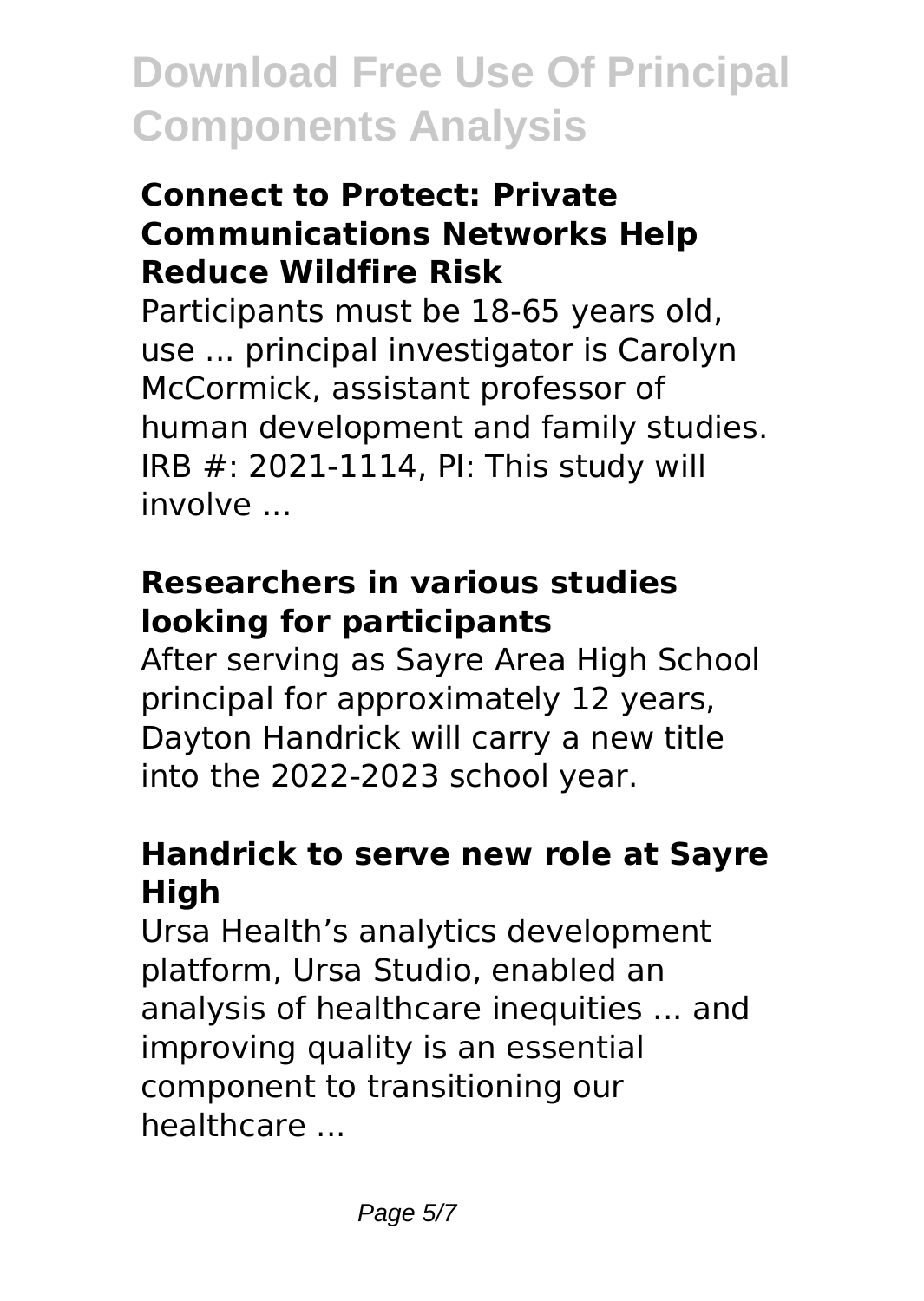### Connect to Protect: Private Communications Networks Help Reduce Wildfire Risk

Participants must be 18-65 years old, use ... principal investigator is Carolyn McCormick, assistant professor of human development and family studies. IRB #: 2021-1114, PI: This study will involve ...

### Researchers in various studies looking for participants

After serving as Sayre Area High School principal for approximately 12 years, Dayton Handrick will carry a new title into the 2022-2023 school year.

### Handrick to serve new role at Sayre High

Ursa Health's analytics development platform, Ursa Studio, enabled an analysis of healthcare inequities ... and improving quality is an essential component to transitioning our healthcare ...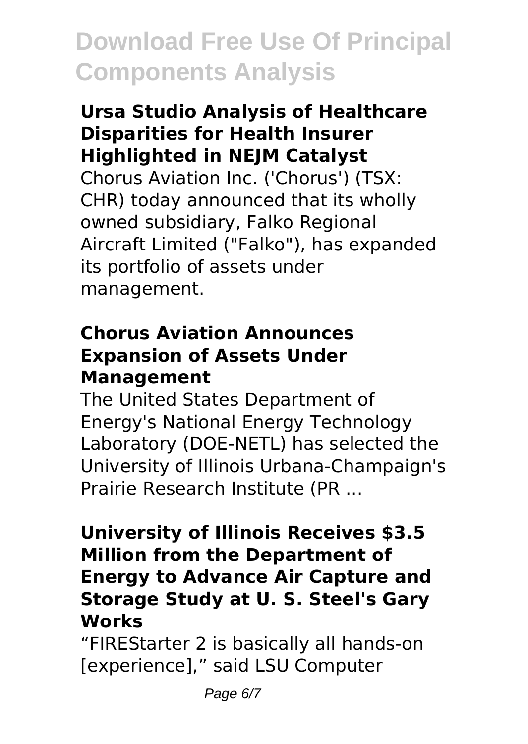### Ursa Studio Analysis of Healthcare Disparities for Health Insurer Highlighted in NEJM Catalyst

Chorus Aviation Inc. ('Chorus') (TSX: CHR) today announced that its wholly owned subsidiary, Falko Regional Aircraft Limited ("Falko"), has expanded its portfolio of assets under management.

### Chorus Aviation Announces Expansion of Assets Under Management

The United States Department of Energy's National Energy Technology Laboratory (DOE-NETL) has selected the University of Illinois Urbana-Champaign's Prairie Research Institute (PR ...

### University of Illinois Receives $3.5 Million from the Department of Energy to Advance Air Capture and Storage Study at U. S. Steel's Gary Works

"FIREStarter 2 is basically all hands-on [experience]," said LSU Computer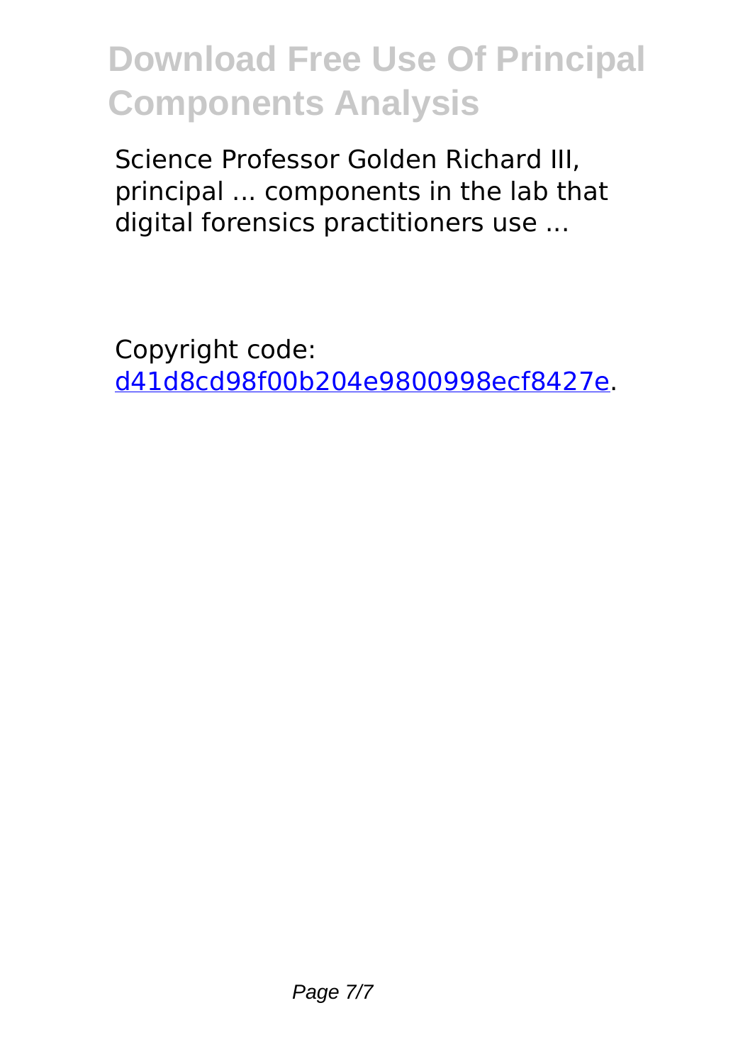Science Professor Golden Richard III, principal ... components in the lab that digital forensics practitioners use ...

Copyright code: d41d8cd98f00b204e9800998ecf8427e.